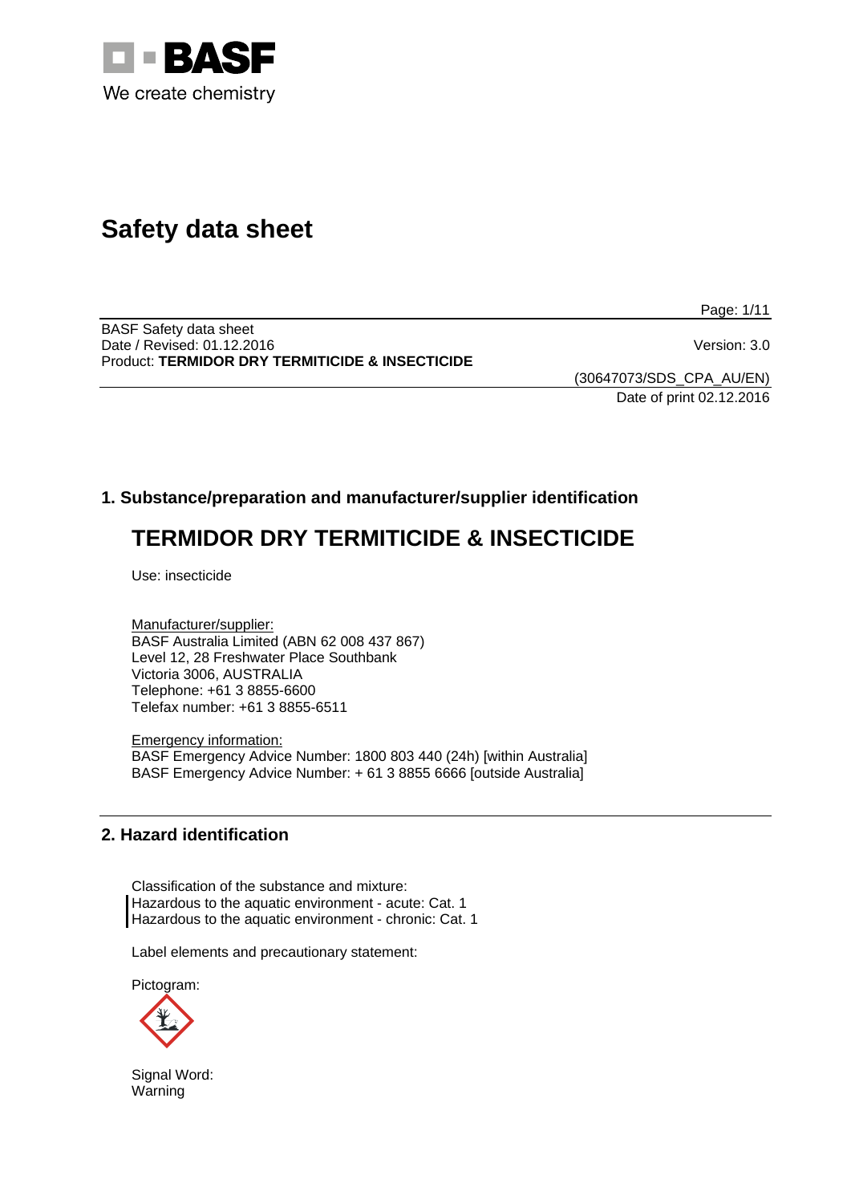BASF
We create chemistry

# Safety data sheet

BASF Safety data sheet
Date / Revised: 01.12.2016
Version: 3.0
Product: **TERMIDOR DRY TERMITICIDE & INSECTICIDE**

(30647073/SDS_CPA_AU/EN)
Date of print 02.12.2016

## 1. Substance/preparation and manufacturer/supplier identification

# TERMIDOR DRY TERMITICIDE & INSECTICIDE

Use: insecticide

Manufacturer/supplier:
BASF Australia Limited (ABN 62 008 437 867)
Level 12, 28 Freshwater Place Southbank
Victoria 3006, AUSTRALIA
Telephone: +61 3 8855-6600
Telefax number: +61 3 8855-6511

Emergency information:
BASF Emergency Advice Number: 1800 803 440 (24h) [within Australia]
BASF Emergency Advice Number: + 61 3 8855 6666 [outside Australia]

## 2. Hazard identification

Classification of the substance and mixture:
Hazardous to the aquatic environment - acute: Cat. 1
Hazardous to the aquatic environment - chronic: Cat. 1

Label elements and precautionary statement:

Pictogram:

Signal Word:
Warning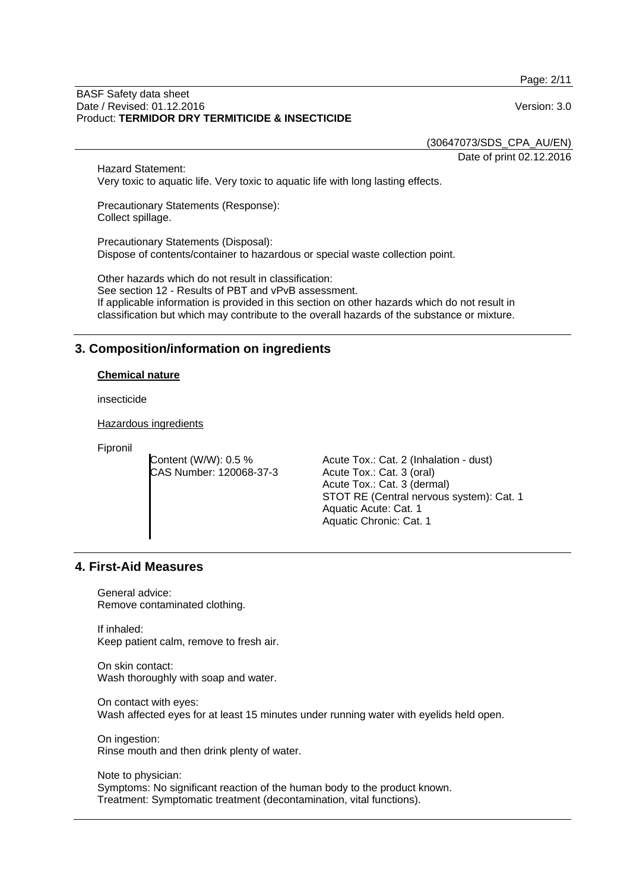Hazard Statement:
Very toxic to aquatic life. Very toxic to aquatic life with long lasting effects.

Precautionary Statements (Response):
Collect spillage.

Precautionary Statements (Disposal):
Dispose of contents/container to hazardous or special waste collection point.

Other hazards which do not result in classification:
See section 12 - Results of PBT and vPvB assessment.
If applicable information is provided in this section on other hazards which do not result in classification but which may contribute to the overall hazards of the substance or mixture.

## 3. Composition/information on ingredients

**Chemical nature**

insecticide

Hazardous ingredients

Fipronil

| | |
|---|---|
| Content (W/W): 0.5 %<br>CAS Number: 120068-37-3 | Acute Tox.: Cat. 2 (Inhalation - dust)<br>Acute Tox.: Cat. 3 (oral)<br>Acute Tox.: Cat. 3 (dermal)<br>STOT RE (Central nervous system): Cat. 1<br>Aquatic Acute: Cat. 1<br>Aquatic Chronic: Cat. 1 |

## 4. First-Aid Measures

General advice:
Remove contaminated clothing.

If inhaled:
Keep patient calm, remove to fresh air.

On skin contact:
Wash thoroughly with soap and water.

On contact with eyes:
Wash affected eyes for at least 15 minutes under running water with eyelids held open.

On ingestion:
Rinse mouth and then drink plenty of water.

Note to physician:
Symptoms: No significant reaction of the human body to the product known.
Treatment: Symptomatic treatment (decontamination, vital functions).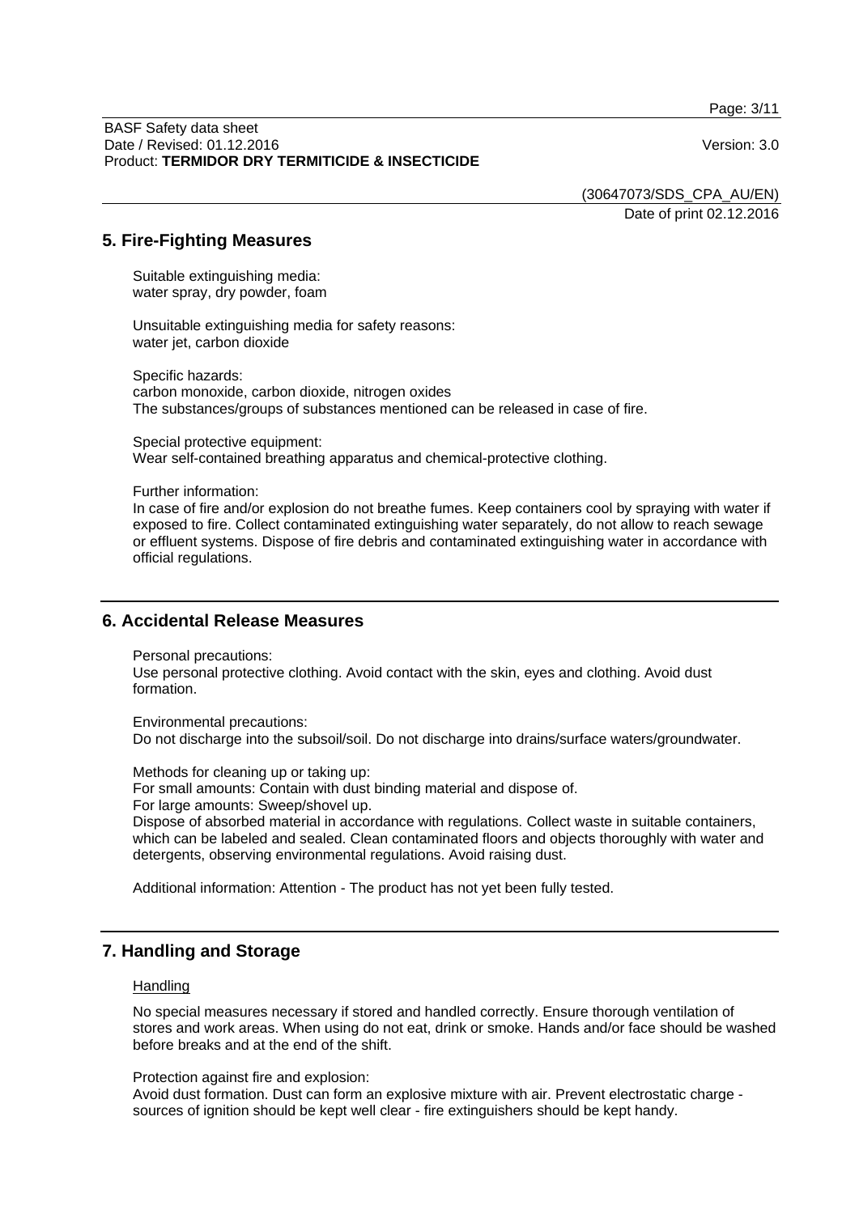## 5. Fire-Fighting Measures

Suitable extinguishing media:
water spray, dry powder, foam

Unsuitable extinguishing media for safety reasons:
water jet, carbon dioxide

Specific hazards:
carbon monoxide, carbon dioxide, nitrogen oxides
The substances/groups of substances mentioned can be released in case of fire.

Special protective equipment:
Wear self-contained breathing apparatus and chemical-protective clothing.

Further information:
In case of fire and/or explosion do not breathe fumes. Keep containers cool by spraying with water if exposed to fire. Collect contaminated extinguishing water separately, do not allow to reach sewage or effluent systems. Dispose of fire debris and contaminated extinguishing water in accordance with official regulations.

## 6. Accidental Release Measures

Personal precautions:
Use personal protective clothing. Avoid contact with the skin, eyes and clothing. Avoid dust formation.

Environmental precautions:
Do not discharge into the subsoil/soil. Do not discharge into drains/surface waters/groundwater.

Methods for cleaning up or taking up:
For small amounts: Contain with dust binding material and dispose of.
For large amounts: Sweep/shovel up.
Dispose of absorbed material in accordance with regulations. Collect waste in suitable containers, which can be labeled and sealed. Clean contaminated floors and objects thoroughly with water and detergents, observing environmental regulations. Avoid raising dust.

Additional information: Attention - The product has not yet been fully tested.

## 7. Handling and Storage

Handling

No special measures necessary if stored and handled correctly. Ensure thorough ventilation of stores and work areas. When using do not eat, drink or smoke. Hands and/or face should be washed before breaks and at the end of the shift.

Protection against fire and explosion:
Avoid dust formation. Dust can form an explosive mixture with air. Prevent electrostatic charge - sources of ignition should be kept well clear - fire extinguishers should be kept handy.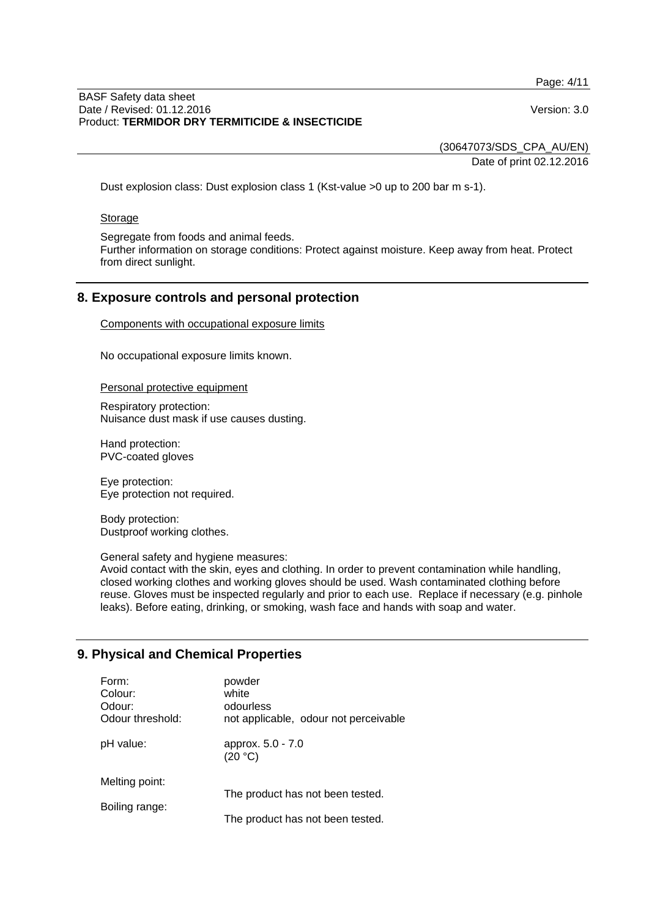Dust explosion class: Dust explosion class 1 (Kst-value >0 up to 200 bar m s-1).

Storage

Segregate from foods and animal feeds.
Further information on storage conditions: Protect against moisture. Keep away from heat. Protect from direct sunlight.

## 8. Exposure controls and personal protection

Components with occupational exposure limits

No occupational exposure limits known.

Personal protective equipment

Respiratory protection:
Nuisance dust mask if use causes dusting.

Hand protection:
PVC-coated gloves

Eye protection:
Eye protection not required.

Body protection:
Dustproof working clothes.

General safety and hygiene measures:
Avoid contact with the skin, eyes and clothing. In order to prevent contamination while handling, closed working clothes and working gloves should be used. Wash contaminated clothing before reuse. Gloves must be inspected regularly and prior to each use. Replace if necessary (e.g. pinhole leaks). Before eating, drinking, or smoking, wash face and hands with soap and water.

## 9. Physical and Chemical Properties

| | |
|---|---|
| Form: | powder |
| Colour: | white |
| Odour: | odourless |
| Odour threshold: | not applicable, odour not perceivable |
| pH value: | approx. 5.0 - 7.0 (20 °C) |
| Melting point: | The product has not been tested. |
| Boiling range: | The product has not been tested. |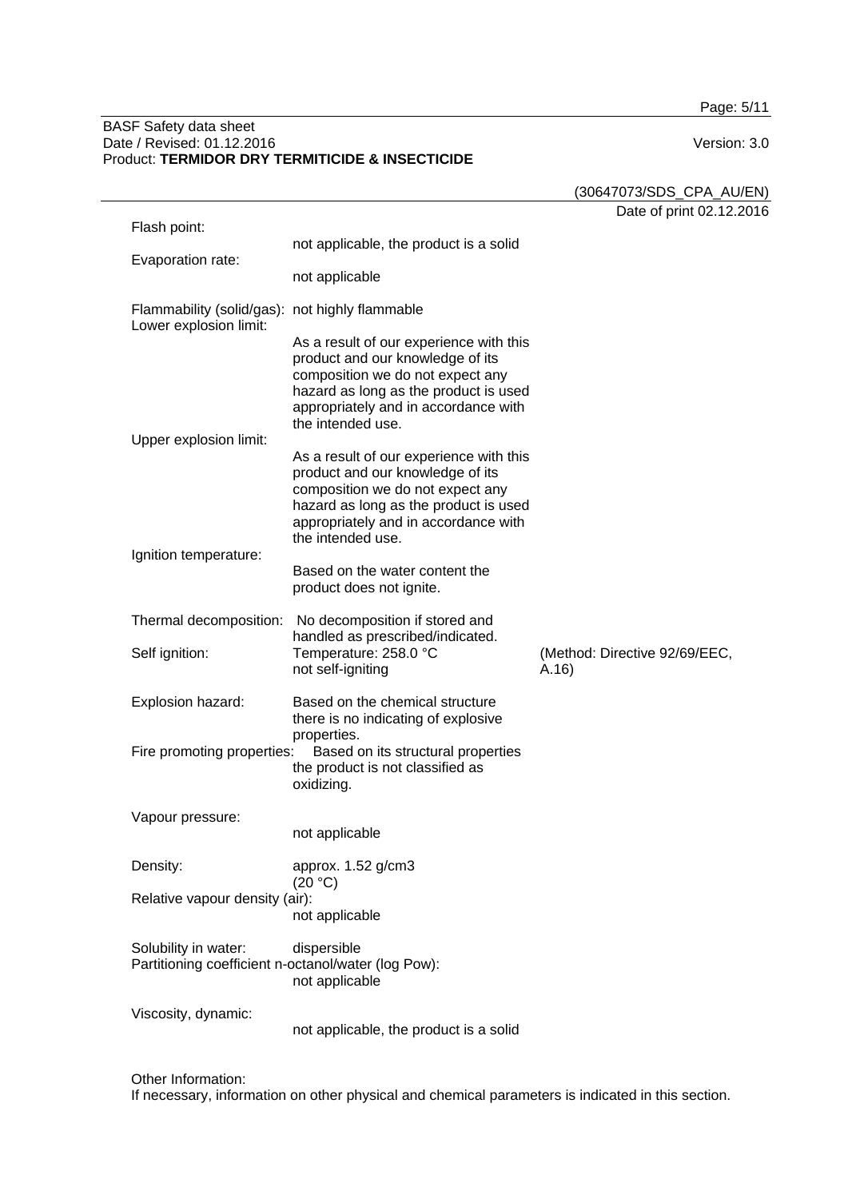Flash point: not applicable, the product is a solid

Evaporation rate: not applicable

Flammability (solid/gas): not highly flammable

Lower explosion limit: As a result of our experience with this product and our knowledge of its composition we do not expect any hazard as long as the product is used appropriately and in accordance with the intended use.

Upper explosion limit: As a result of our experience with this product and our knowledge of its composition we do not expect any hazard as long as the product is used appropriately and in accordance with the intended use.

Ignition temperature: Based on the water content the product does not ignite.

Thermal decomposition: No decomposition if stored and handled as prescribed/indicated.

Self ignition: Temperature: 258.0 °C not self-igniting (Method: Directive 92/69/EEC, A.16)

Explosion hazard: Based on the chemical structure there is no indicating of explosive properties.

Fire promoting properties: Based on its structural properties the product is not classified as oxidizing.

Vapour pressure: not applicable

Density: approx. 1.52 g/cm3 (20 °C)

Relative vapour density (air): not applicable

Solubility in water: dispersible

Partitioning coefficient n-octanol/water (log Pow): not applicable

Viscosity, dynamic: not applicable, the product is a solid

Other Information:
If necessary, information on other physical and chemical parameters is indicated in this section.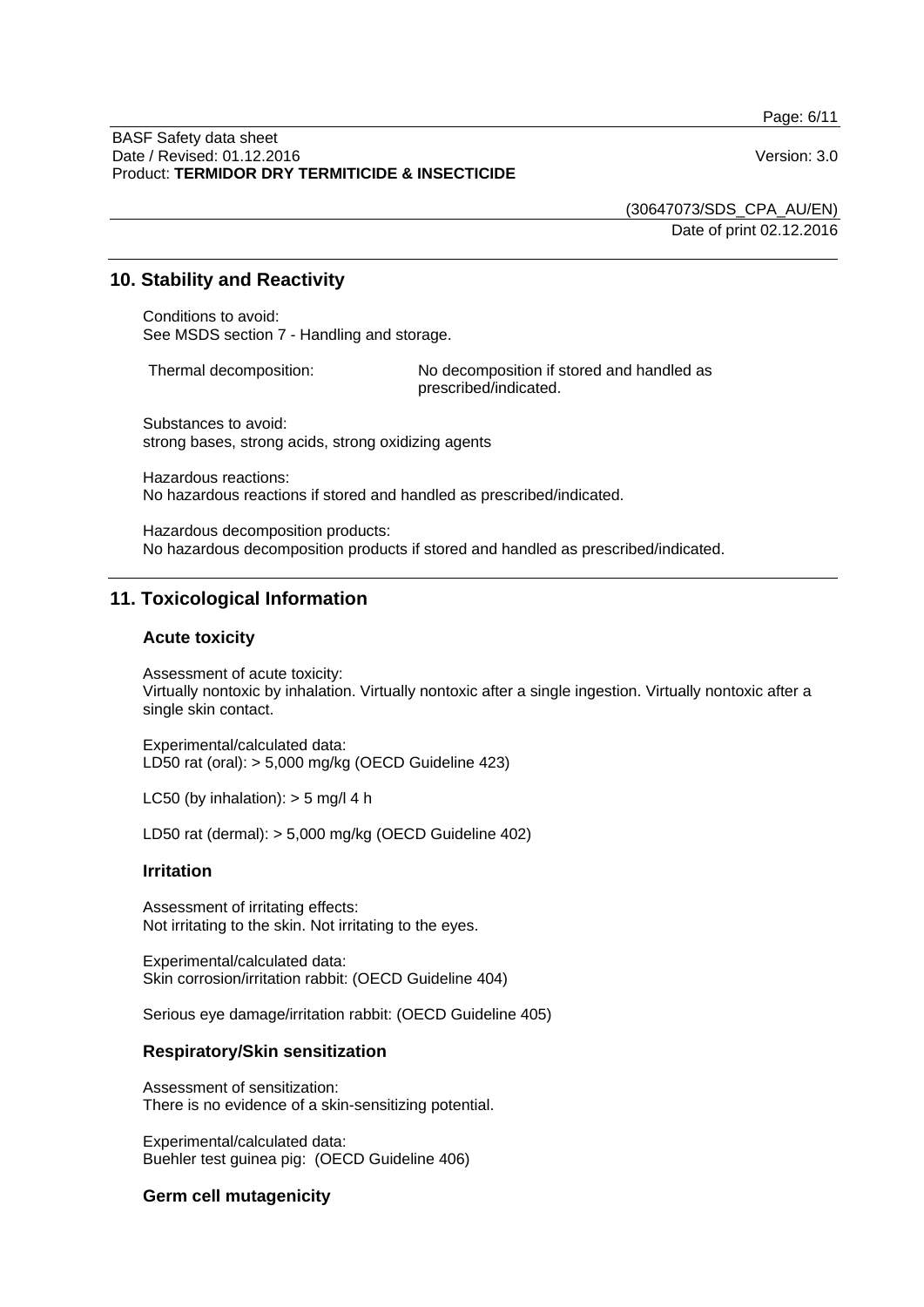## 10. Stability and Reactivity

Conditions to avoid:
See MSDS section 7 - Handling and storage.

| | |
|---|---|
| Thermal decomposition: | No decomposition if stored and handled as prescribed/indicated. |

Substances to avoid:
strong bases, strong acids, strong oxidizing agents

Hazardous reactions:
No hazardous reactions if stored and handled as prescribed/indicated.

Hazardous decomposition products:
No hazardous decomposition products if stored and handled as prescribed/indicated.

## 11. Toxicological Information

### Acute toxicity

Assessment of acute toxicity:
Virtually nontoxic by inhalation. Virtually nontoxic after a single ingestion. Virtually nontoxic after a single skin contact.

Experimental/calculated data:
LD50 rat (oral): > 5,000 mg/kg (OECD Guideline 423)

LC50 (by inhalation): > 5 mg/l 4 h

LD50 rat (dermal): > 5,000 mg/kg (OECD Guideline 402)

### Irritation

Assessment of irritating effects:
Not irritating to the skin. Not irritating to the eyes.

Experimental/calculated data:
Skin corrosion/irritation rabbit: (OECD Guideline 404)

Serious eye damage/irritation rabbit: (OECD Guideline 405)

### Respiratory/Skin sensitization

Assessment of sensitization:
There is no evidence of a skin-sensitizing potential.

Experimental/calculated data:
Buehler test guinea pig: (OECD Guideline 406)

### Germ cell mutagenicity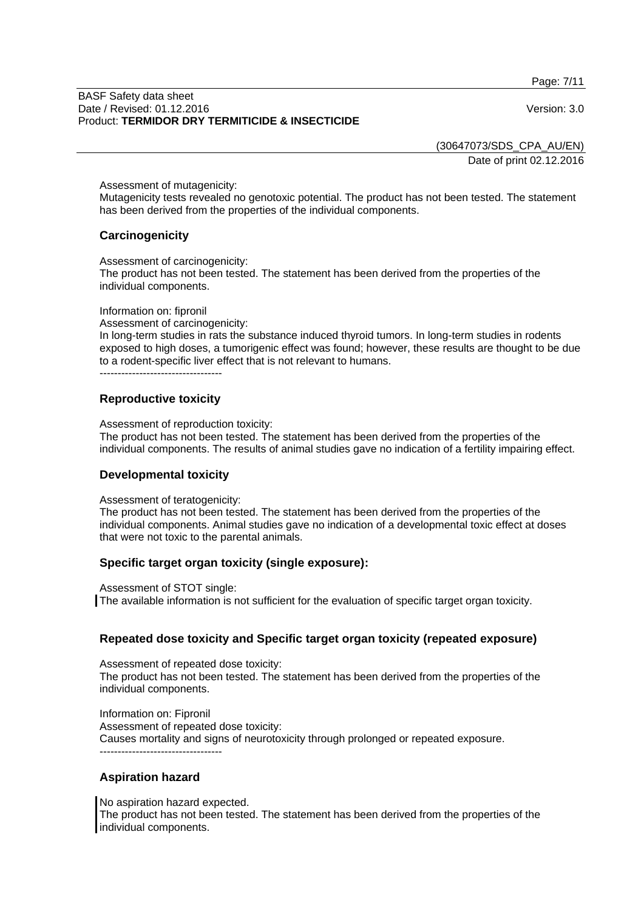Assessment of mutagenicity:
Mutagenicity tests revealed no genotoxic potential. The product has not been tested. The statement has been derived from the properties of the individual components.

### Carcinogenicity

Assessment of carcinogenicity:
The product has not been tested. The statement has been derived from the properties of the individual components.

Information on: fipronil
Assessment of carcinogenicity:
In long-term studies in rats the substance induced thyroid tumors. In long-term studies in rodents exposed to high doses, a tumorigenic effect was found; however, these results are thought to be due to a rodent-specific liver effect that is not relevant to humans.
----------------------------------

### Reproductive toxicity

Assessment of reproduction toxicity:
The product has not been tested. The statement has been derived from the properties of the individual components. The results of animal studies gave no indication of a fertility impairing effect.

### Developmental toxicity

Assessment of teratogenicity:
The product has not been tested. The statement has been derived from the properties of the individual components. Animal studies gave no indication of a developmental toxic effect at doses that were not toxic to the parental animals.

### Specific target organ toxicity (single exposure):

Assessment of STOT single:
The available information is not sufficient for the evaluation of specific target organ toxicity.

### Repeated dose toxicity and Specific target organ toxicity (repeated exposure)

Assessment of repeated dose toxicity:
The product has not been tested. The statement has been derived from the properties of the individual components.

Information on: Fipronil
Assessment of repeated dose toxicity:
Causes mortality and signs of neurotoxicity through prolonged or repeated exposure.
----------------------------------

### Aspiration hazard

No aspiration hazard expected.
The product has not been tested. The statement has been derived from the properties of the individual components.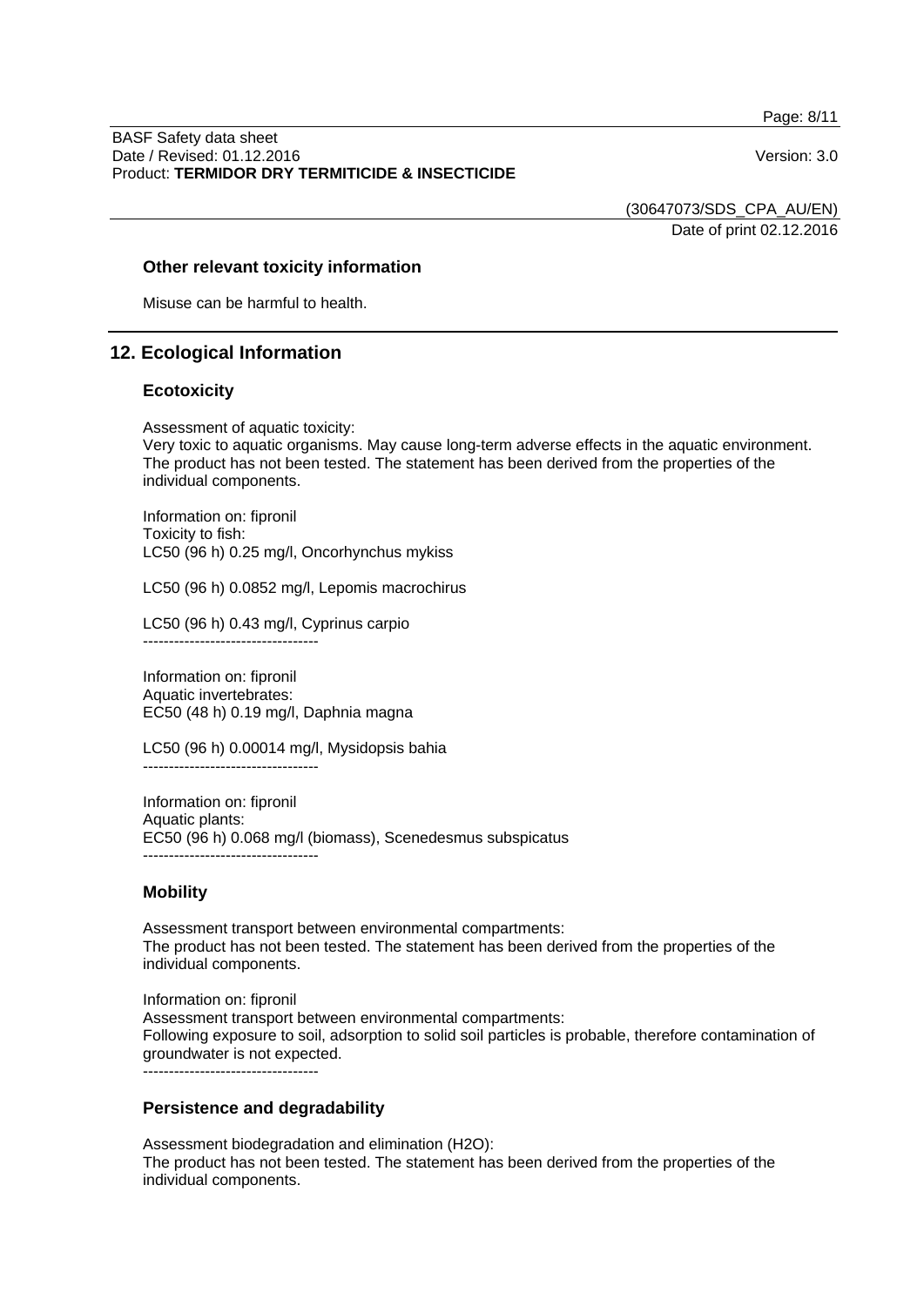### Other relevant toxicity information

Misuse can be harmful to health.

## 12. Ecological Information

### Ecotoxicity

Assessment of aquatic toxicity:
Very toxic to aquatic organisms. May cause long-term adverse effects in the aquatic environment. The product has not been tested. The statement has been derived from the properties of the individual components.

Information on: fipronil
Toxicity to fish:
LC50 (96 h) 0.25 mg/l, Oncorhynchus mykiss

LC50 (96 h) 0.0852 mg/l, Lepomis macrochirus

LC50 (96 h) 0.43 mg/l, Cyprinus carpio

----------------------------------

Information on: fipronil
Aquatic invertebrates:
EC50 (48 h) 0.19 mg/l, Daphnia magna

LC50 (96 h) 0.00014 mg/l, Mysidopsis bahia

----------------------------------

Information on: fipronil
Aquatic plants:
EC50 (96 h) 0.068 mg/l (biomass), Scenedesmus subspicatus

----------------------------------

### Mobility

Assessment transport between environmental compartments:
The product has not been tested. The statement has been derived from the properties of the individual components.

Information on: fipronil
Assessment transport between environmental compartments:
Following exposure to soil, adsorption to solid soil particles is probable, therefore contamination of groundwater is not expected.

----------------------------------

### Persistence and degradability

Assessment biodegradation and elimination ($H_2O$):
The product has not been tested. The statement has been derived from the properties of the individual components.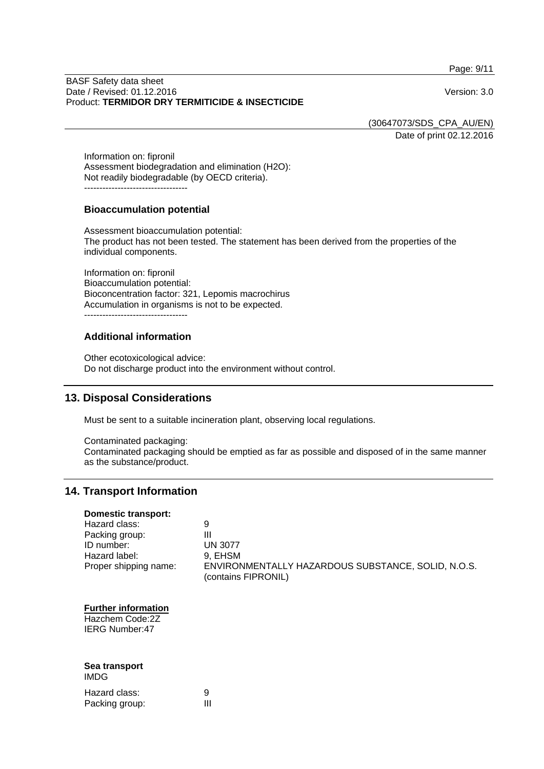Information on: fipronil
Assessment biodegradation and elimination (H2O):
Not readily biodegradable (by OECD criteria).
----------------------------------

### Bioaccumulation potential

Assessment bioaccumulation potential:
The product has not been tested. The statement has been derived from the properties of the individual components.

Information on: fipronil
Bioaccumulation potential:
Bioconcentration factor: 321, Lepomis macrochirus
Accumulation in organisms is not to be expected.
----------------------------------

### Additional information

Other ecotoxicological advice:
Do not discharge product into the environment without control.

## 13. Disposal Considerations

Must be sent to a suitable incineration plant, observing local regulations.

Contaminated packaging:
Contaminated packaging should be emptied as far as possible and disposed of in the same manner as the substance/product.

## 14. Transport Information

**Domestic transport:**

| | |
|---|---|
| Hazard class: | 9 |
| Packing group: | III |
| ID number: | UN 3077 |
| Hazard label: | 9, EHSM |
| Proper shipping name: | ENVIRONMENTALLY HAZARDOUS SUBSTANCE, SOLID, N.O.S. (contains FIPRONIL) |

**Further information**

Hazchem Code:2Z
IERG Number:47

**Sea transport**
IMDG

| | |
|---|---|
| Hazard class: | 9 |
| Packing group: | III |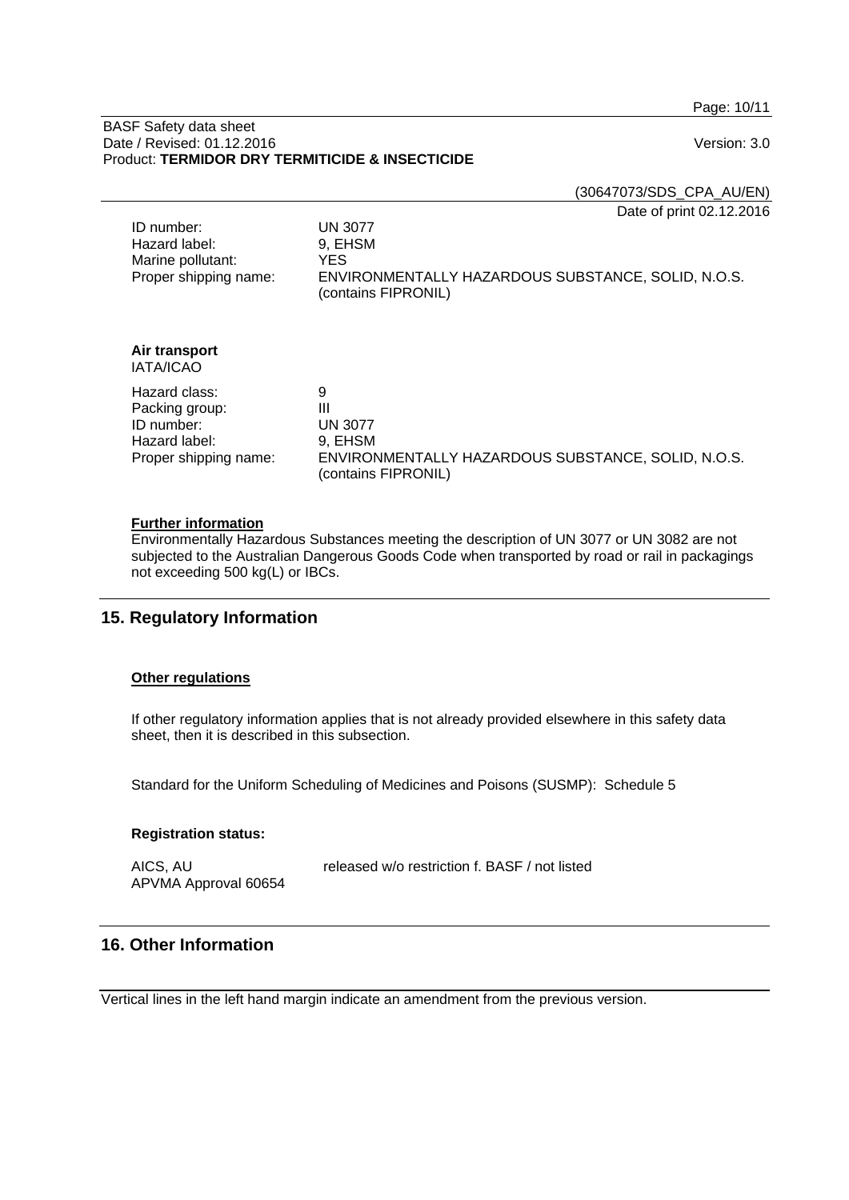(30647073/SDS_CPA_AU/EN)

Date of print 02.12.2016

| | |
|---|---|
| ID number: | UN 3077 |
| Hazard label: | 9, EHSM |
| Marine pollutant: | YES |
| Proper shipping name: | ENVIRONMENTALLY HAZARDOUS SUBSTANCE, SOLID, N.O.S. (contains FIPRONIL) |

**Air transport**

IATA/ICAO

| | |
|---|---|
| Hazard class: | 9 |
| Packing group: | III |
| ID number: | UN 3077 |
| Hazard label: | 9, EHSM |
| Proper shipping name: | ENVIRONMENTALLY HAZARDOUS SUBSTANCE, SOLID, N.O.S. (contains FIPRONIL) |

**Further information**

Environmentally Hazardous Substances meeting the description of UN 3077 or UN 3082 are not subjected to the Australian Dangerous Goods Code when transported by road or rail in packagings not exceeding 500 kg(L) or IBCs.

## 15. Regulatory Information

**Other regulations**

If other regulatory information applies that is not already provided elsewhere in this safety data sheet, then it is described in this subsection.

Standard for the Uniform Scheduling of Medicines and Poisons (SUSMP): Schedule 5

**Registration status:**

| | |
|---|---|
| AICS, AU | released w/o restriction f. BASF / not listed |
| APVMA Approval 60654 | |

## 16. Other Information

Vertical lines in the left hand margin indicate an amendment from the previous version.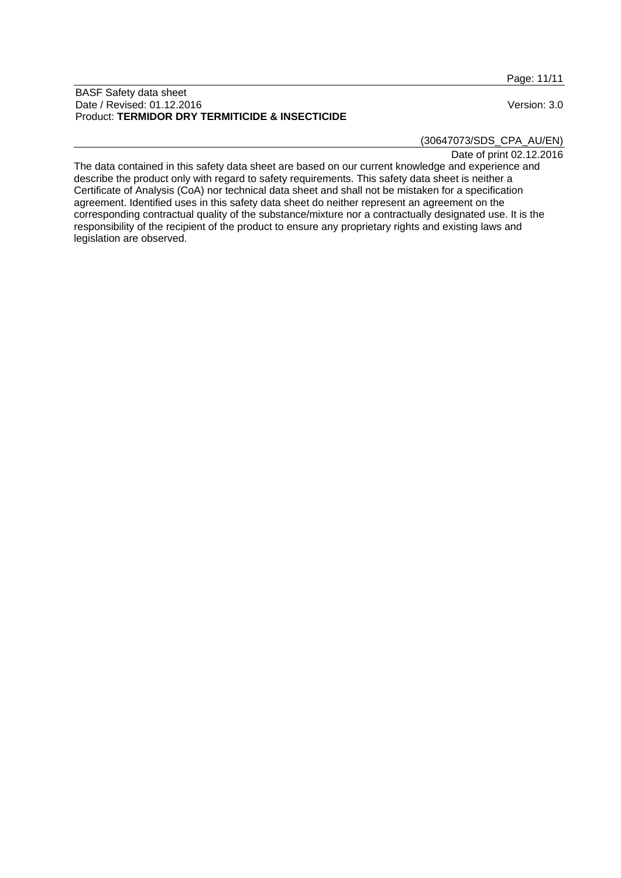The data contained in this safety data sheet are based on our current knowledge and experience and describe the product only with regard to safety requirements. This safety data sheet is neither a Certificate of Analysis (CoA) nor technical data sheet and shall not be mistaken for a specification agreement. Identified uses in this safety data sheet do neither represent an agreement on the corresponding contractual quality of the substance/mixture nor a contractually designated use. It is the responsibility of the recipient of the product to ensure any proprietary rights and existing laws and legislation are observed.